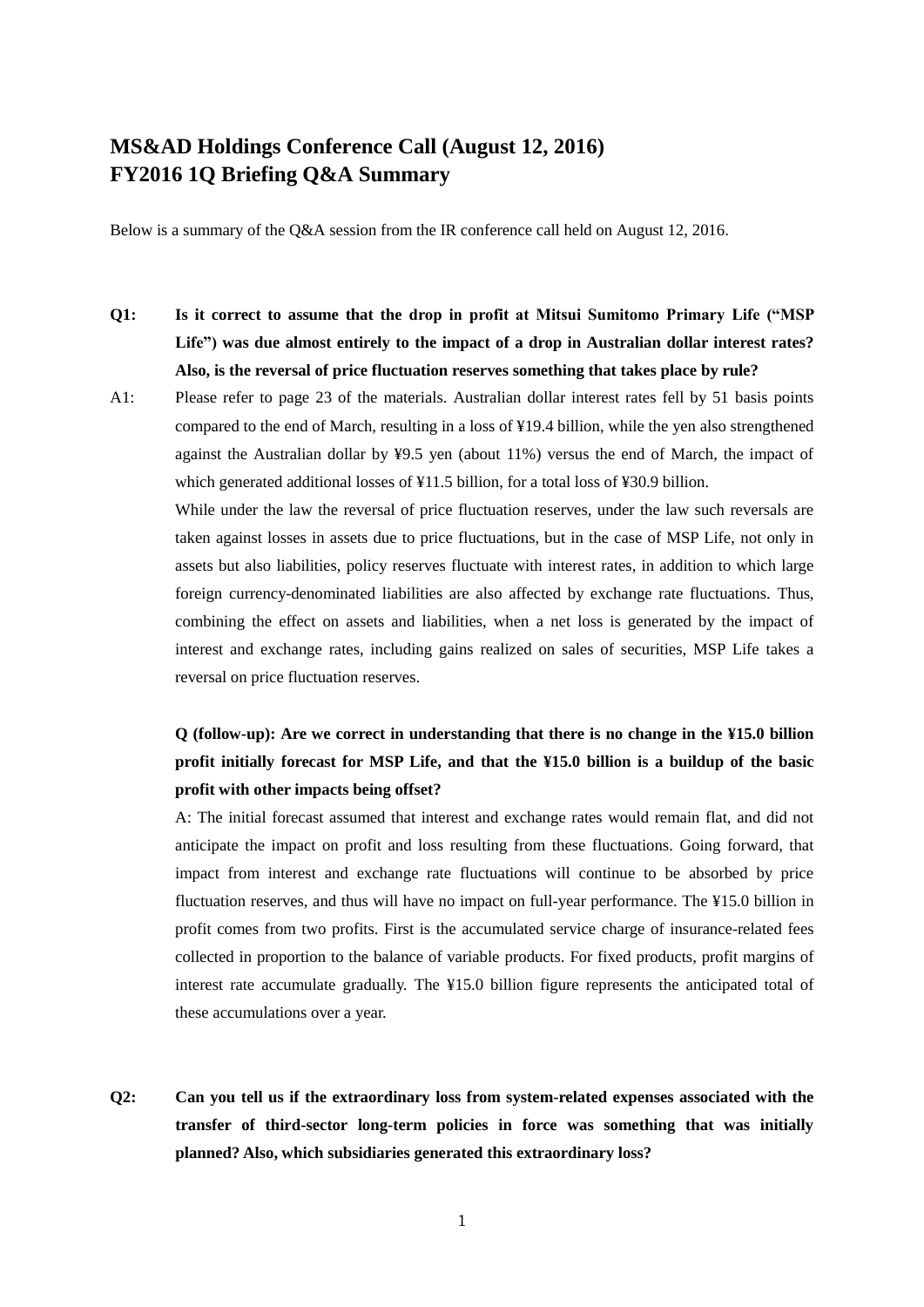# MS&AD Holdings Conference Call (August 12, 2016)
# FY2016 1Q Briefing Q&A Summary

Below is a summary of the Q&A session from the IR conference call held on August 12, 2016.

**Q1: Is it correct to assume that the drop in profit at Mitsui Sumitomo Primary Life ("MSP Life") was due almost entirely to the impact of a drop in Australian dollar interest rates? Also, is the reversal of price fluctuation reserves something that takes place by rule?**

A1: Please refer to page 23 of the materials. Australian dollar interest rates fell by 51 basis points compared to the end of March, resulting in a loss of ¥19.4 billion, while the yen also strengthened against the Australian dollar by ¥9.5 yen (about 11%) versus the end of March, the impact of which generated additional losses of ¥11.5 billion, for a total loss of ¥30.9 billion.

While under the law the reversal of price fluctuation reserves, under the law such reversals are taken against losses in assets due to price fluctuations, but in the case of MSP Life, not only in assets but also liabilities, policy reserves fluctuate with interest rates, in addition to which large foreign currency-denominated liabilities are also affected by exchange rate fluctuations. Thus, combining the effect on assets and liabilities, when a net loss is generated by the impact of interest and exchange rates, including gains realized on sales of securities, MSP Life takes a reversal on price fluctuation reserves.

**Q (follow-up): Are we correct in understanding that there is no change in the ¥15.0 billion profit initially forecast for MSP Life, and that the ¥15.0 billion is a buildup of the basic profit with other impacts being offset?**

A: The initial forecast assumed that interest and exchange rates would remain flat, and did not anticipate the impact on profit and loss resulting from these fluctuations. Going forward, that impact from interest and exchange rate fluctuations will continue to be absorbed by price fluctuation reserves, and thus will have no impact on full-year performance. The ¥15.0 billion in profit comes from two profits. First is the accumulated service charge of insurance-related fees collected in proportion to the balance of variable products. For fixed products, profit margins of interest rate accumulate gradually. The ¥15.0 billion figure represents the anticipated total of these accumulations over a year.

**Q2: Can you tell us if the extraordinary loss from system-related expenses associated with the transfer of third-sector long-term policies in force was something that was initially planned? Also, which subsidiaries generated this extraordinary loss?**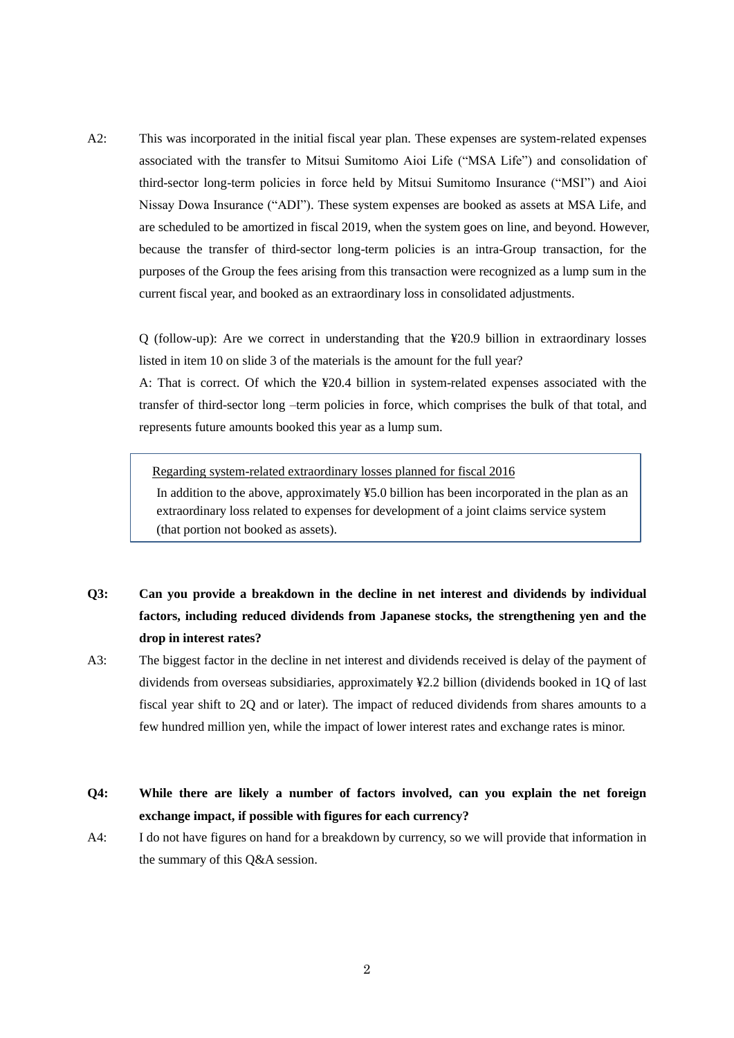A2: This was incorporated in the initial fiscal year plan. These expenses are system-related expenses associated with the transfer to Mitsui Sumitomo Aioi Life ("MSA Life") and consolidation of third-sector long-term policies in force held by Mitsui Sumitomo Insurance ("MSI") and Aioi Nissay Dowa Insurance ("ADI"). These system expenses are booked as assets at MSA Life, and are scheduled to be amortized in fiscal 2019, when the system goes on line, and beyond. However, because the transfer of third-sector long-term policies is an intra-Group transaction, for the purposes of the Group the fees arising from this transaction were recognized as a lump sum in the current fiscal year, and booked as an extraordinary loss in consolidated adjustments.

Q (follow-up): Are we correct in understanding that the ¥20.9 billion in extraordinary losses listed in item 10 on slide 3 of the materials is the amount for the full year?

A: That is correct. Of which the ¥20.4 billion in system-related expenses associated with the transfer of third-sector long –term policies in force, which comprises the bulk of that total, and represents future amounts booked this year as a lump sum.

> Regarding system-related extraordinary losses planned for fiscal 2016
>
> In addition to the above, approximately ¥5.0 billion has been incorporated in the plan as an extraordinary loss related to expenses for development of a joint claims service system (that portion not booked as assets).

**Q3: Can you provide a breakdown in the decline in net interest and dividends by individual factors, including reduced dividends from Japanese stocks, the strengthening yen and the drop in interest rates?**

A3: The biggest factor in the decline in net interest and dividends received is delay of the payment of dividends from overseas subsidiaries, approximately ¥2.2 billion (dividends booked in 1Q of last fiscal year shift to 2Q and or later). The impact of reduced dividends from shares amounts to a few hundred million yen, while the impact of lower interest rates and exchange rates is minor.

**Q4: While there are likely a number of factors involved, can you explain the net foreign exchange impact, if possible with figures for each currency?**

A4: I do not have figures on hand for a breakdown by currency, so we will provide that information in the summary of this Q&A session.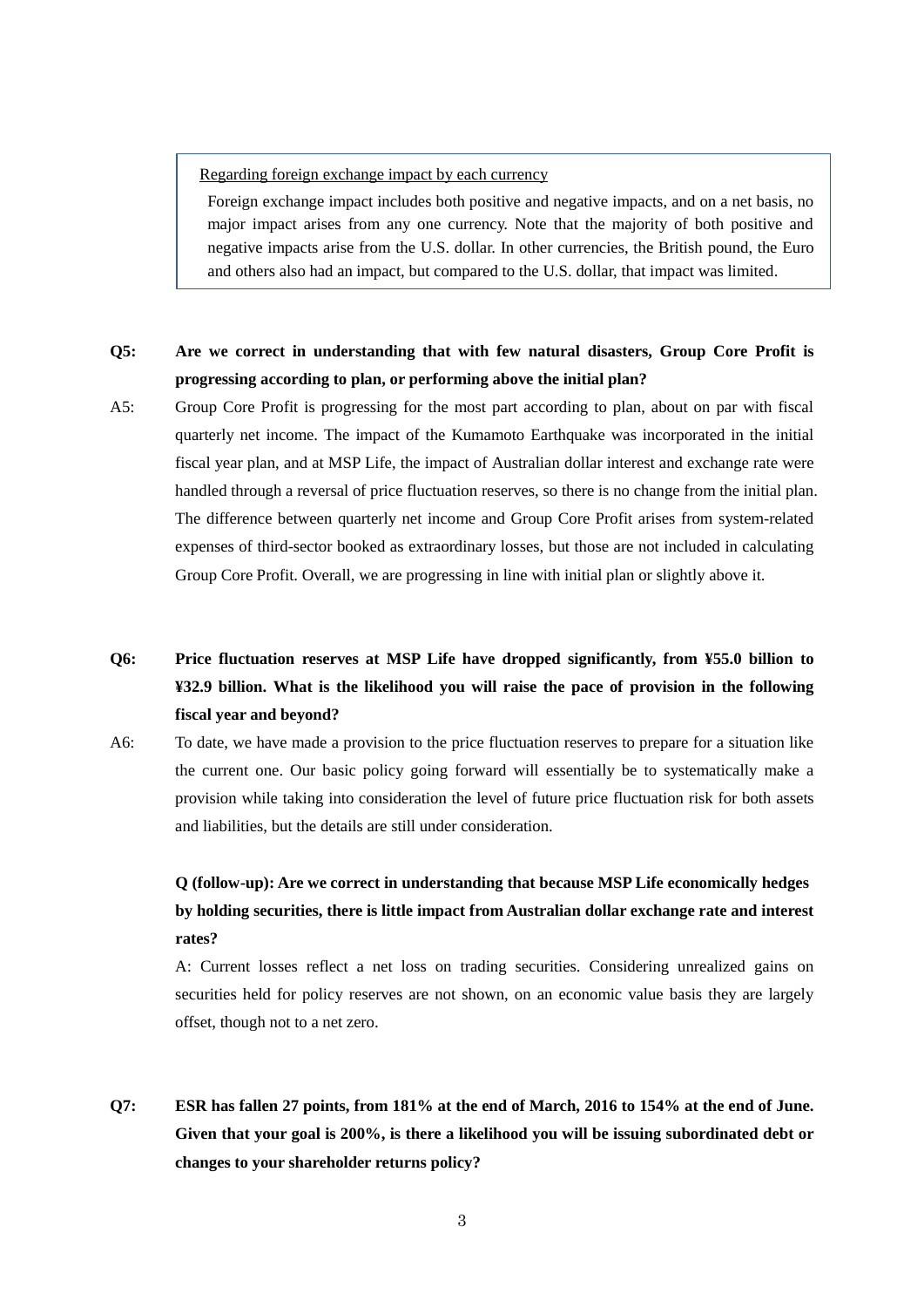> Regarding foreign exchange impact by each currency
>
> Foreign exchange impact includes both positive and negative impacts, and on a net basis, no major impact arises from any one currency. Note that the majority of both positive and negative impacts arise from the U.S. dollar. In other currencies, the British pound, the Euro and others also had an impact, but compared to the U.S. dollar, that impact was limited.

**Q5: Are we correct in understanding that with few natural disasters, Group Core Profit is progressing according to plan, or performing above the initial plan?**

A5: Group Core Profit is progressing for the most part according to plan, about on par with fiscal quarterly net income. The impact of the Kumamoto Earthquake was incorporated in the initial fiscal year plan, and at MSP Life, the impact of Australian dollar interest and exchange rate were handled through a reversal of price fluctuation reserves, so there is no change from the initial plan. The difference between quarterly net income and Group Core Profit arises from system-related expenses of third-sector booked as extraordinary losses, but those are not included in calculating Group Core Profit. Overall, we are progressing in line with initial plan or slightly above it.

**Q6: Price fluctuation reserves at MSP Life have dropped significantly, from ¥55.0 billion to ¥32.9 billion. What is the likelihood you will raise the pace of provision in the following fiscal year and beyond?**

A6: To date, we have made a provision to the price fluctuation reserves to prepare for a situation like the current one. Our basic policy going forward will essentially be to systematically make a provision while taking into consideration the level of future price fluctuation risk for both assets and liabilities, but the details are still under consideration.

**Q (follow-up): Are we correct in understanding that because MSP Life economically hedges by holding securities, there is little impact from Australian dollar exchange rate and interest rates?**

A: Current losses reflect a net loss on trading securities. Considering unrealized gains on securities held for policy reserves are not shown, on an economic value basis they are largely offset, though not to a net zero.

**Q7: ESR has fallen 27 points, from 181% at the end of March, 2016 to 154% at the end of June. Given that your goal is 200%, is there a likelihood you will be issuing subordinated debt or changes to your shareholder returns policy?**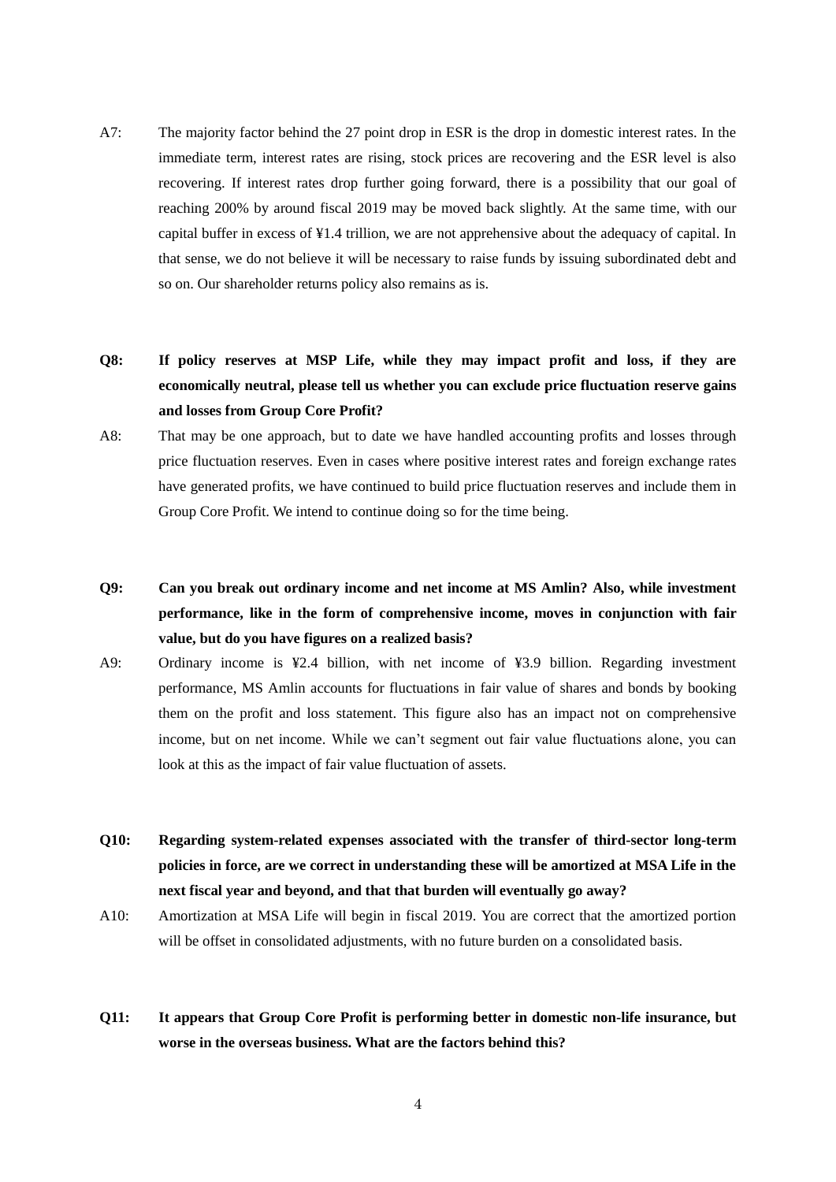A7: The majority factor behind the 27 point drop in ESR is the drop in domestic interest rates. In the immediate term, interest rates are rising, stock prices are recovering and the ESR level is also recovering. If interest rates drop further going forward, there is a possibility that our goal of reaching 200% by around fiscal 2019 may be moved back slightly. At the same time, with our capital buffer in excess of ¥1.4 trillion, we are not apprehensive about the adequacy of capital. In that sense, we do not believe it will be necessary to raise funds by issuing subordinated debt and so on. Our shareholder returns policy also remains as is.

**Q8: If policy reserves at MSP Life, while they may impact profit and loss, if they are economically neutral, please tell us whether you can exclude price fluctuation reserve gains and losses from Group Core Profit?**

A8: That may be one approach, but to date we have handled accounting profits and losses through price fluctuation reserves. Even in cases where positive interest rates and foreign exchange rates have generated profits, we have continued to build price fluctuation reserves and include them in Group Core Profit. We intend to continue doing so for the time being.

**Q9: Can you break out ordinary income and net income at MS Amlin? Also, while investment performance, like in the form of comprehensive income, moves in conjunction with fair value, but do you have figures on a realized basis?**

A9: Ordinary income is ¥2.4 billion, with net income of ¥3.9 billion. Regarding investment performance, MS Amlin accounts for fluctuations in fair value of shares and bonds by booking them on the profit and loss statement. This figure also has an impact not on comprehensive income, but on net income. While we can't segment out fair value fluctuations alone, you can look at this as the impact of fair value fluctuation of assets.

**Q10: Regarding system-related expenses associated with the transfer of third-sector long-term policies in force, are we correct in understanding these will be amortized at MSA Life in the next fiscal year and beyond, and that that burden will eventually go away?**

A10: Amortization at MSA Life will begin in fiscal 2019. You are correct that the amortized portion will be offset in consolidated adjustments, with no future burden on a consolidated basis.

**Q11: It appears that Group Core Profit is performing better in domestic non-life insurance, but worse in the overseas business. What are the factors behind this?**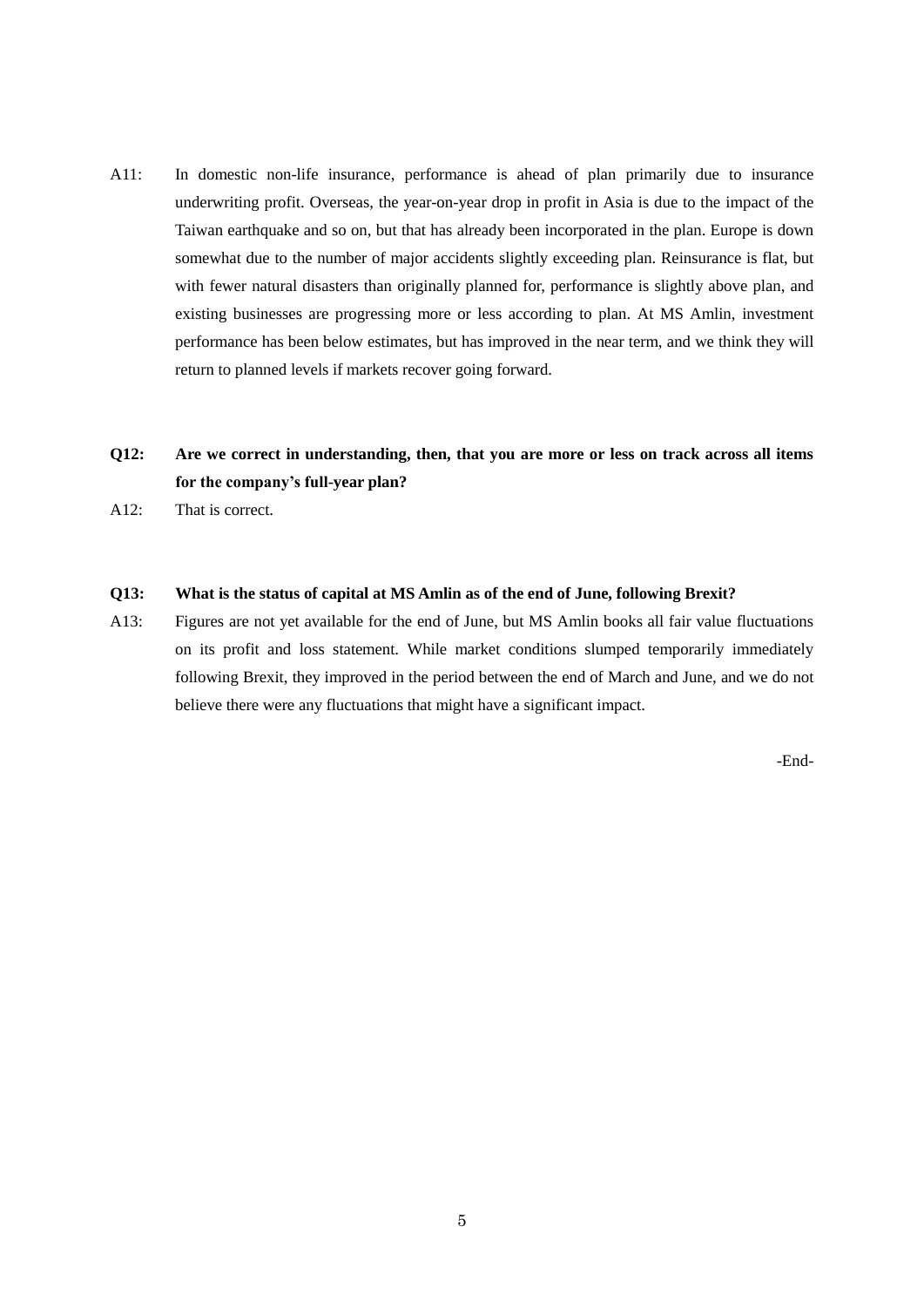A11: In domestic non-life insurance, performance is ahead of plan primarily due to insurance underwriting profit. Overseas, the year-on-year drop in profit in Asia is due to the impact of the Taiwan earthquake and so on, but that has already been incorporated in the plan. Europe is down somewhat due to the number of major accidents slightly exceeding plan. Reinsurance is flat, but with fewer natural disasters than originally planned for, performance is slightly above plan, and existing businesses are progressing more or less according to plan. At MS Amlin, investment performance has been below estimates, but has improved in the near term, and we think they will return to planned levels if markets recover going forward.

**Q12: Are we correct in understanding, then, that you are more or less on track across all items for the company's full-year plan?**

A12: That is correct.

**Q13: What is the status of capital at MS Amlin as of the end of June, following Brexit?**

A13: Figures are not yet available for the end of June, but MS Amlin books all fair value fluctuations on its profit and loss statement. While market conditions slumped temporarily immediately following Brexit, they improved in the period between the end of March and June, and we do not believe there were any fluctuations that might have a significant impact.

-End-